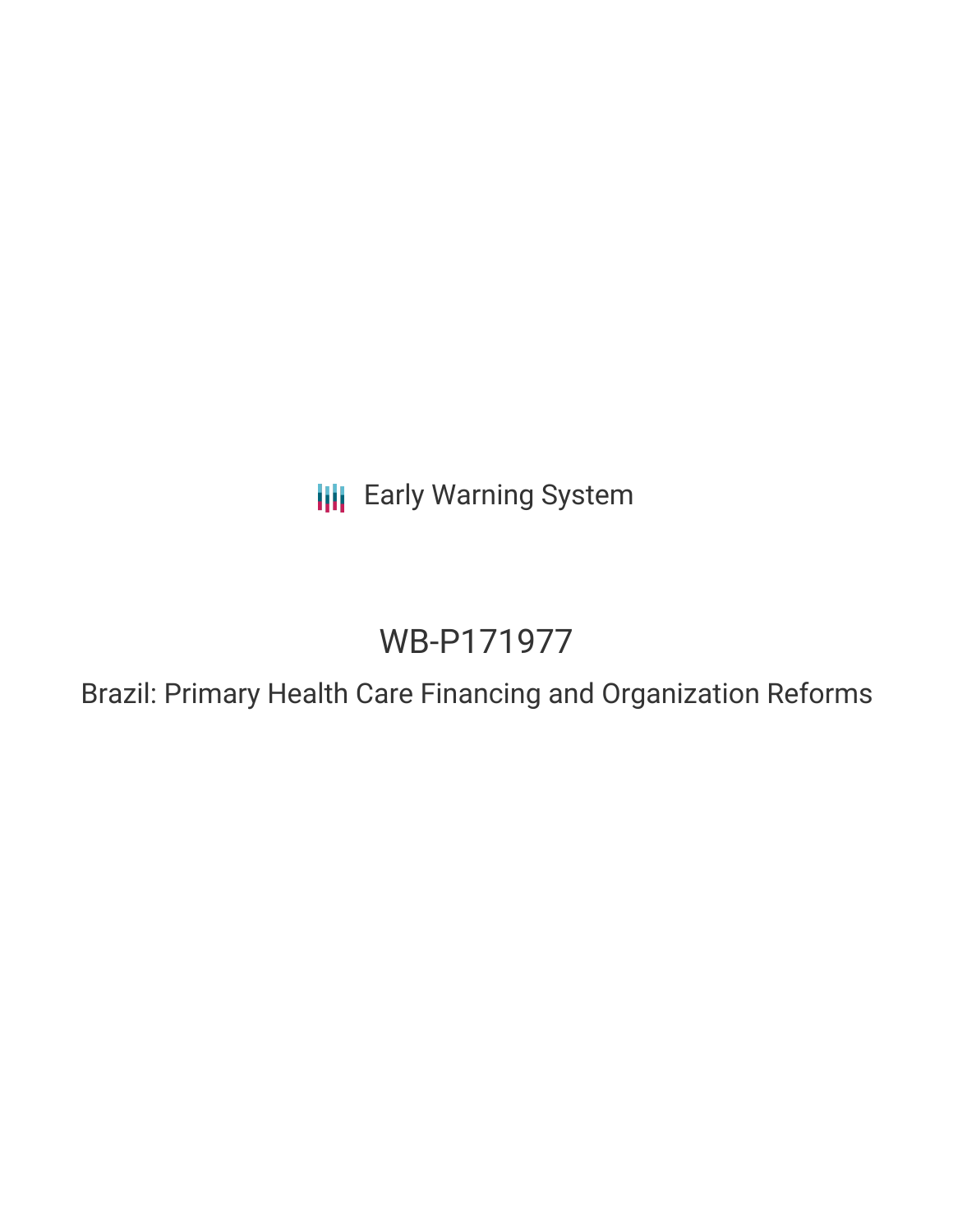Early Warning System

# WB-P171977

## Brazil: Primary Health Care Financing and Organization Reforms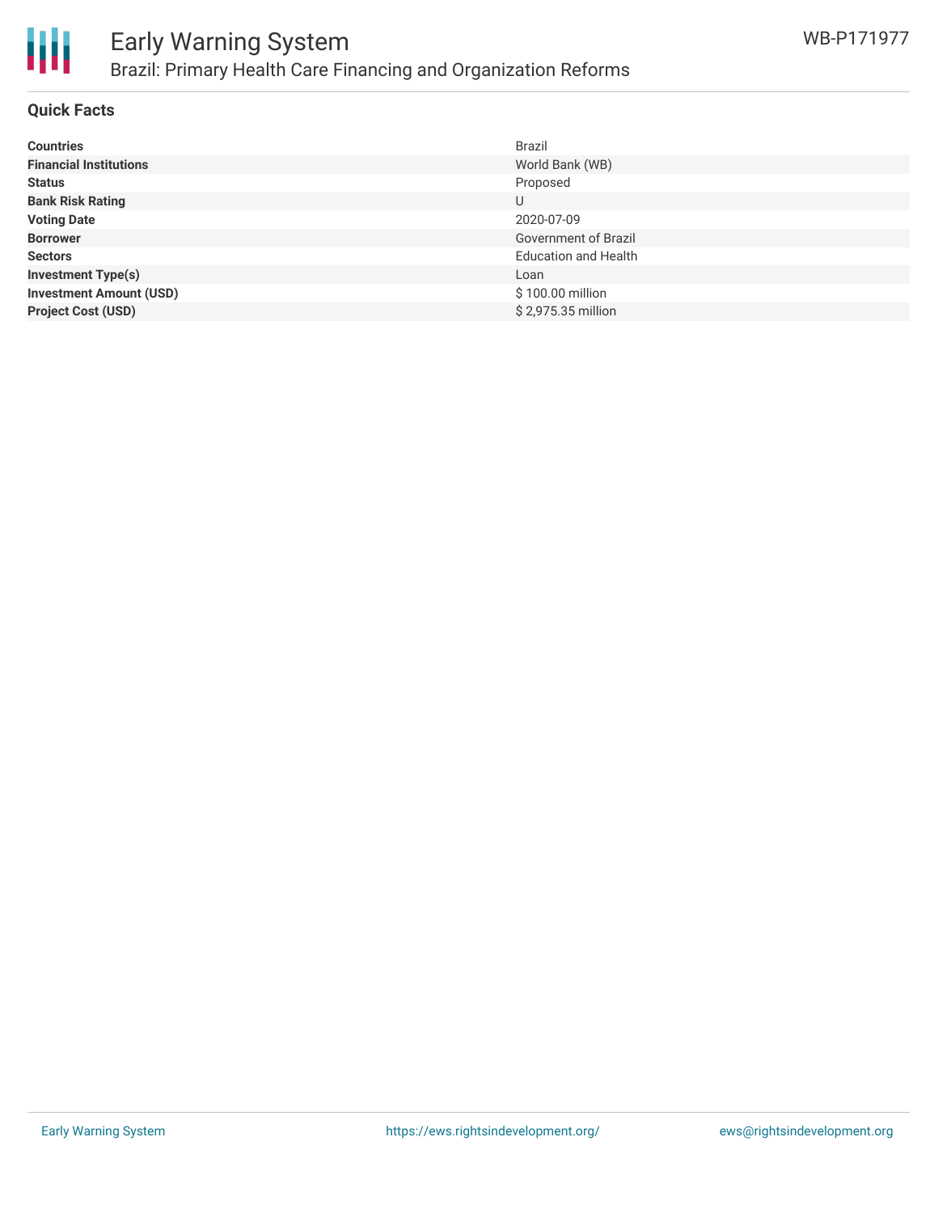# Early Warning System

## Brazil: Primary Health Care Financing and Organization Reforms

WB-P171977

### Quick Facts

| | |
|---|---|
| **Countries** | Brazil |
| **Financial Institutions** | World Bank (WB) |
| **Status** | Proposed |
| **Bank Risk Rating** | U |
| **Voting Date** | 2020-07-09 |
| **Borrower** | Government of Brazil |
| **Sectors** | Education and Health |
| **Investment Type(s)** | Loan |
| **Investment Amount (USD)** | $ 100.00 million |
| **Project Cost (USD)** | $ 2,975.35 million |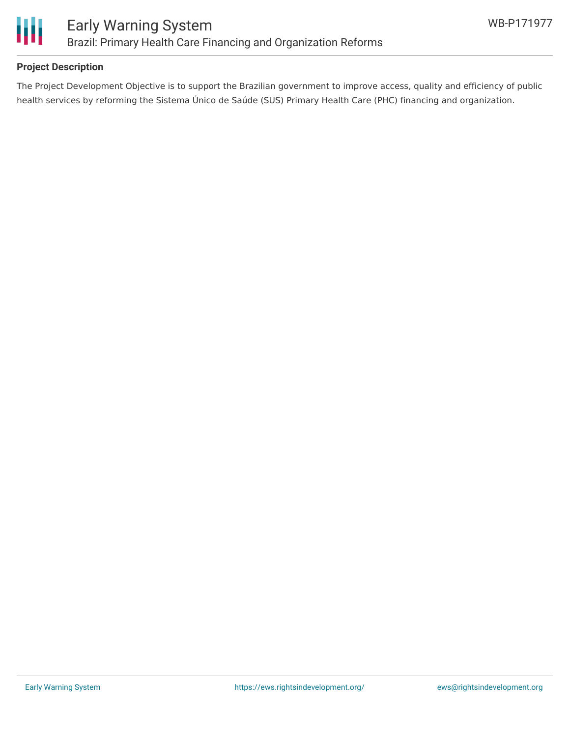## Project Description

The Project Development Objective is to support the Brazilian government to improve access, quality and efficiency of public health services by reforming the Sistema Único de Saúde (SUS) Primary Health Care (PHC) financing and organization.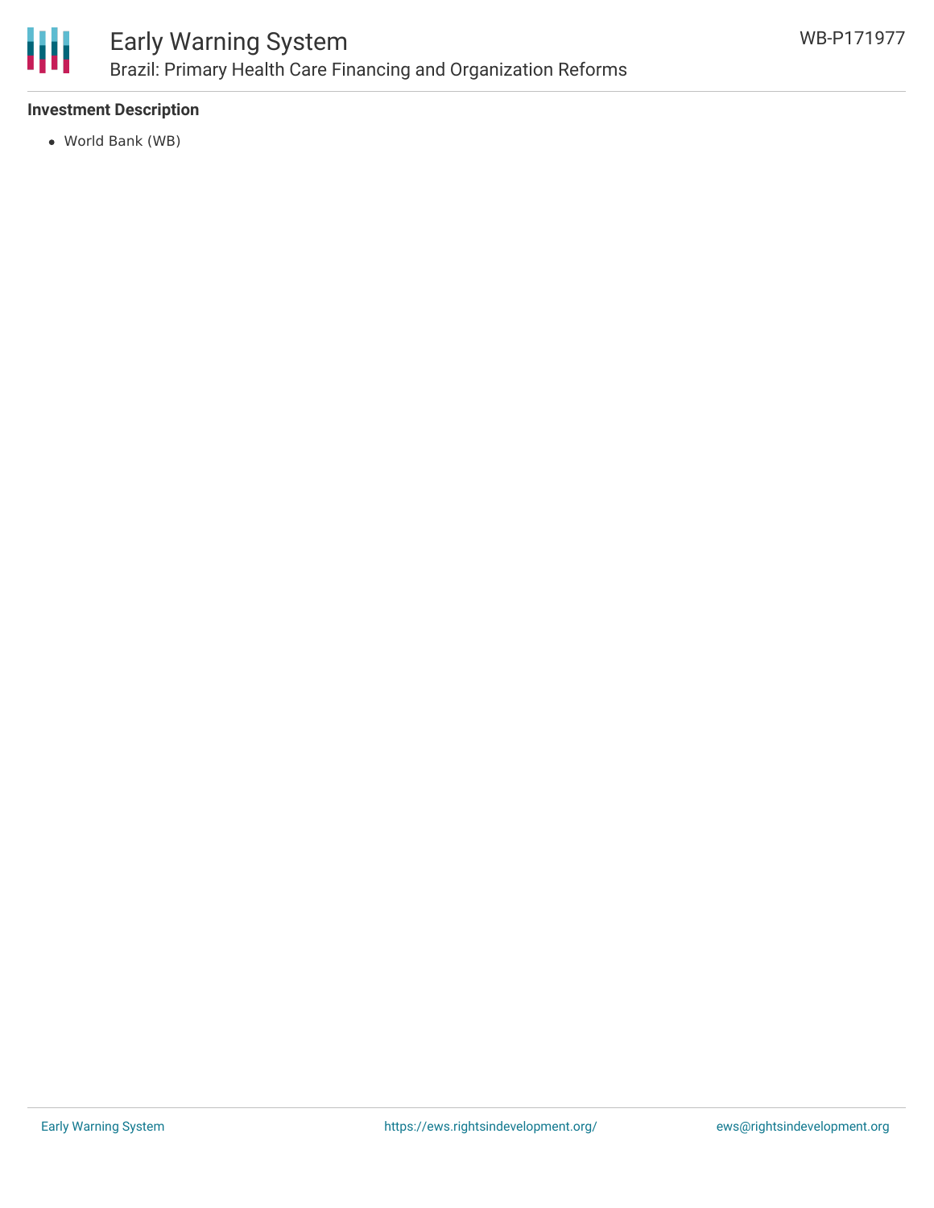### Investment Description

- World Bank (WB)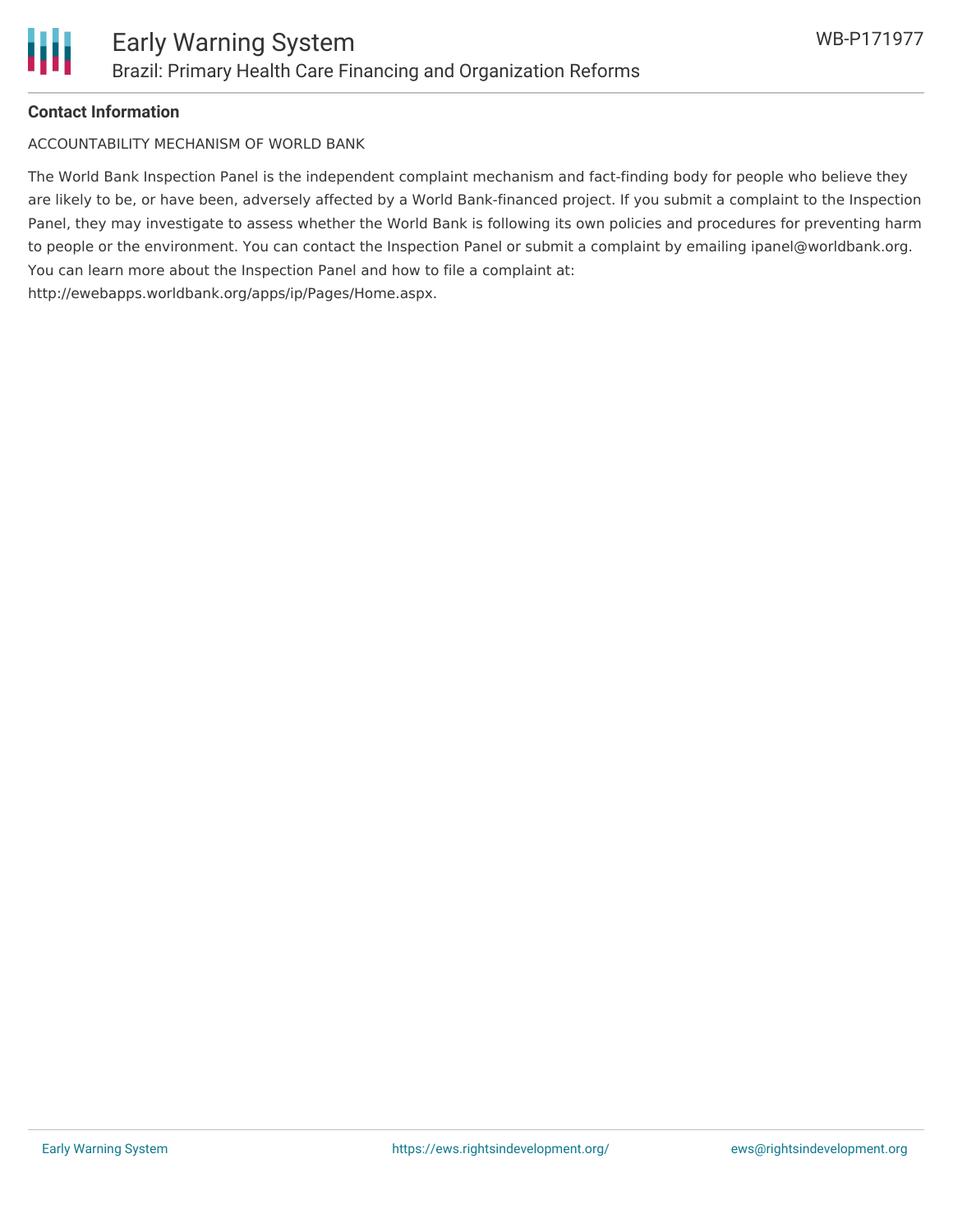**Contact Information**

ACCOUNTABILITY MECHANISM OF WORLD BANK

The World Bank Inspection Panel is the independent complaint mechanism and fact-finding body for people who believe they are likely to be, or have been, adversely affected by a World Bank-financed project. If you submit a complaint to the Inspection Panel, they may investigate to assess whether the World Bank is following its own policies and procedures for preventing harm to people or the environment. You can contact the Inspection Panel or submit a complaint by emailing ipanel@worldbank.org. You can learn more about the Inspection Panel and how to file a complaint at: http://ewebapps.worldbank.org/apps/ip/Pages/Home.aspx.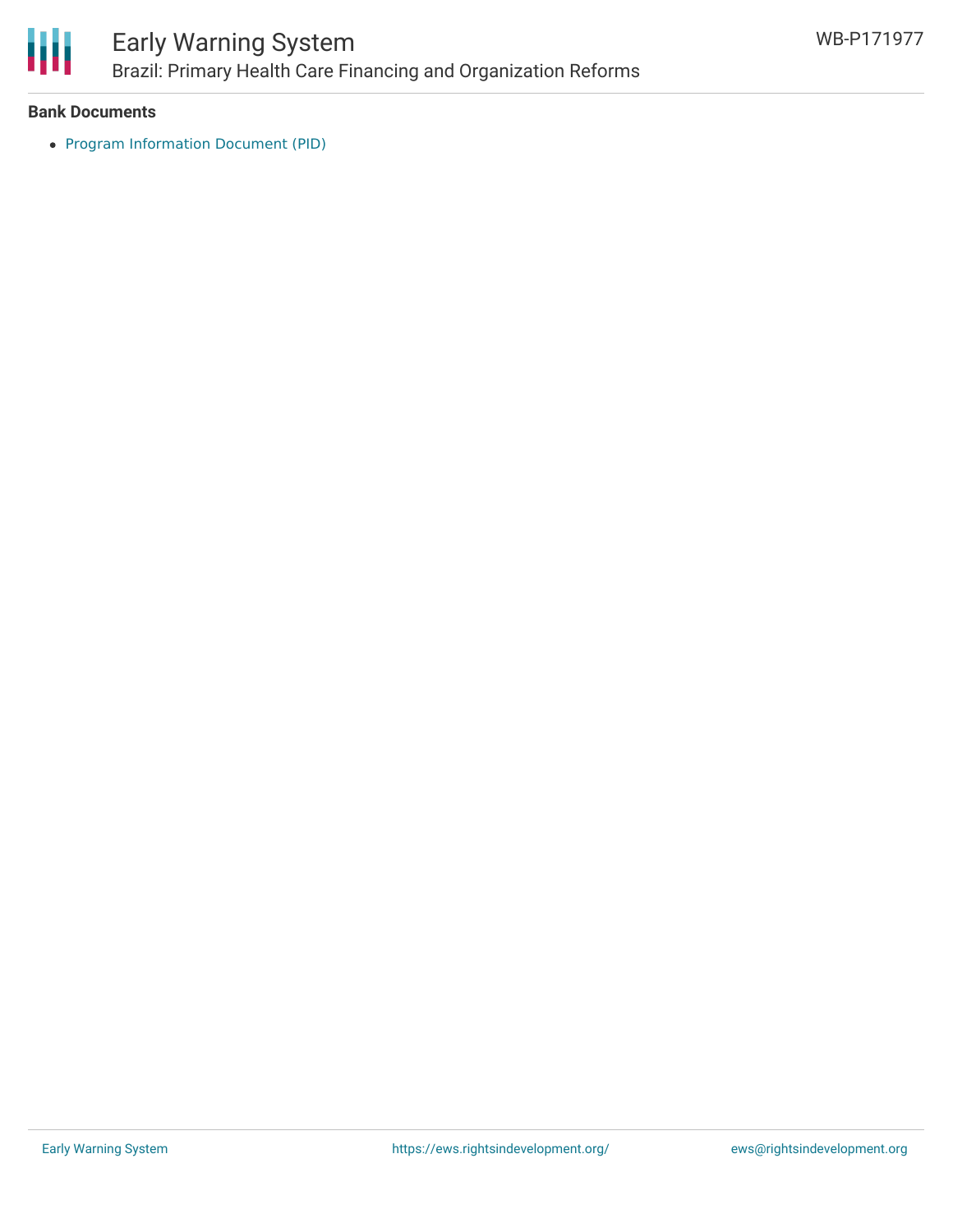**Bank Documents**

- Program Information Document (PID)